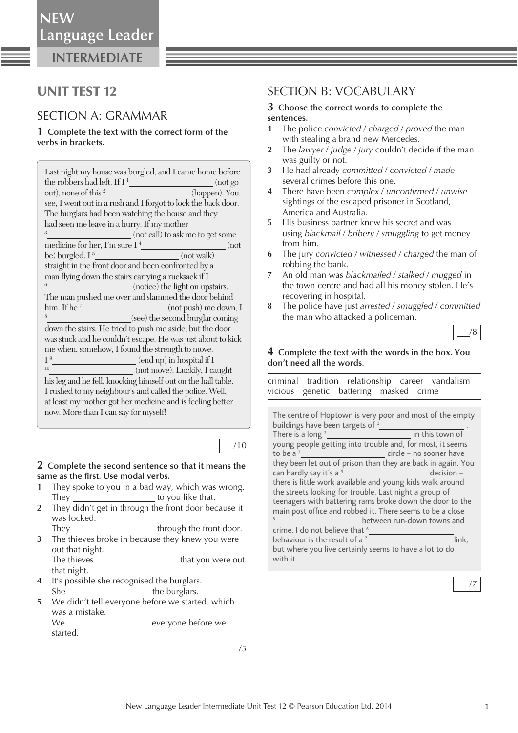NEW Language Leader

INTERMEDIATE

# UNIT TEST 12

## SECTION A: GRAMMAR

**1 Complete the text with the correct form of the verbs in brackets.**

Last night my house was burgled, and I came home before the robbers had left. If I [1] __________ (not go out), none of this [2] __________ (happen). You see, I went out in a rush and I forgot to lock the back door. The burglars had been watching the house and they had seen me leave in a hurry. If my mother [3] __________ (not call) to ask me to get some medicine for her, I'm sure I [4] __________ (not be) burgled. I [5] __________ (not walk) straight in the front door and been confronted by a man flying down the stairs carrying a rucksack if I [6] __________ (notice) the light on upstairs. The man pushed me over and slammed the door behind him. If he [7] __________ (not push) me down, I [8] __________ (see) the second burglar coming down the stairs. He tried to push me aside, but the door was stuck and he couldn't escape. He was just about to kick me when, somehow, I found the strength to move. I [9] __________ (end up) in hospital if I [10] __________ (not move). Luckily, I caught his leg and he fell, knocking himself out on the hall table. I rushed to my neighbour's and called the police. Well, at least my mother got her medicine and is feeling better now. More than I can say for myself!

___/10

**2 Complete the second sentence so that it means the same as the first. Use modal verbs.**

1. They spoke to you in a bad way, which was wrong.
   They __________ to you like that.
2. They didn't get in through the front door because it was locked.
   They __________ through the front door.
3. The thieves broke in because they knew you were out that night.
   The thieves __________ that you were out that night.
4. It's possible she recognised the burglars.
   She __________ the burglars.
5. We didn't tell everyone before we started, which was a mistake.
   We __________ everyone before we started.

___/5

## SECTION B: VOCABULARY

**3 Choose the correct words to complete the sentences.**

1. The police *convicted* / *charged* / *proved* the man with stealing a brand new Mercedes.
2. The *lawyer* / *judge* / *jury* couldn't decide if the man was guilty or not.
3. He had already *committed* / *convicted* / *made* several crimes before this one.
4. There have been *complex* / *unconfirmed* / *unwise* sightings of the escaped prisoner in Scotland, America and Australia.
5. His business partner knew his secret and was using *blackmail* / *bribery* / *smuggling* to get money from him.
6. The jury *convicted* / *witnessed* / *charged* the man of robbing the bank.
7. An old man was *blackmailed* / *stalked* / *mugged* in the town centre and had all his money stolen. He's recovering in hospital.
8. The police have just *arrested* / *smuggled* / *committed* the man who attacked a policeman.

___/8

**4 Complete the text with the words in the box. You don't need all the words.**

criminal tradition relationship career vandalism vicious genetic battering masked crime

The centre of Hoptown is very poor and most of the empty buildings have been targets of [1] __________ . There is a long [2] __________ in this town of young people getting into trouble and, for most, it seems to be a [3] __________ circle – no sooner have they been let out of prison than they are back in again. You can hardly say it's a [4] __________ decision – there is little work available and young kids walk around the streets looking for trouble. Last night a group of teenagers with battering rams broke down the door to the main post office and robbed it. There seems to be a close [5] __________ between run-down towns and crime. I do not believe that [6] __________ behaviour is the result of a [7] __________ link, but where you live certainly seems to have a lot to do with it.

___/7

New Language Leader Intermediate Unit Test 12 © Pearson Education Ltd. 2014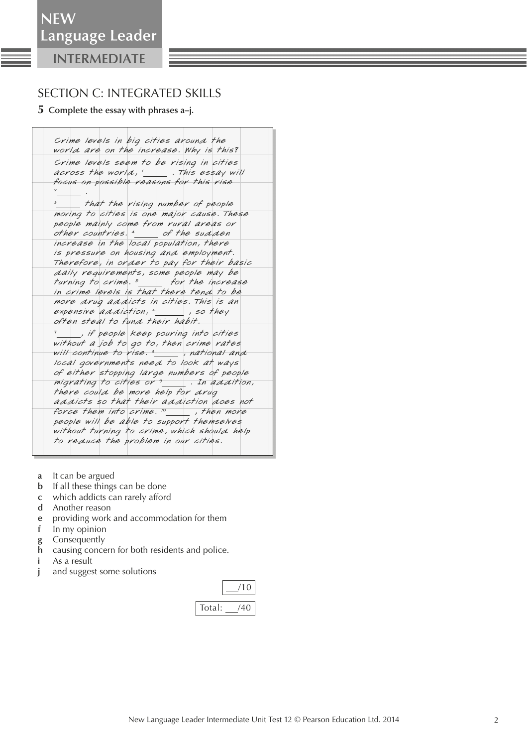## SECTION C: INTEGRATED SKILLS

**5 Complete the essay with phrases a–j.**

*Crime levels in big cities around the world are on the increase. Why is this?*

*Crime levels seem to be rising in cities across the world, [1]_____ . This essay will focus on possible reasons for this rise [2]_____ .*

*[3]_____ that the rising number of people moving to cities is one major cause. These people mainly come from rural areas or other countries. [4]_____ of the sudden increase in the local population, there is pressure on housing and employment. Therefore, in order to pay for their basic daily requirements, some people may be turning to crime. [5]_____ for the increase in crime levels is that there tend to be more drug addicts in cities. This is an expensive addiction, [6]_____ , so they often steal to fund their habit.*

*[7]_____, if people keep pouring into cities without a job to go to, then crime rates will continue to rise. [8]_____ , national and local governments need to look at ways of either stopping large numbers of people migrating to cities or [9]_____ . In addition, there could be more help for drug addicts so that their addiction does not force them into crime. [10]_____ , then more people will be able to support themselves without turning to crime, which should help to reduce the problem in our cities.*

- **a** It can be argued
- **b** If all these things can be done
- **c** which addicts can rarely afford
- **d** Another reason
- **e** providing work and accommodation for them
- **f** In my opinion
- **g** Consequently
- **h** causing concern for both residents and police.
- **i** As a result
- **j** and suggest some solutions

___/10

Total: ___/40